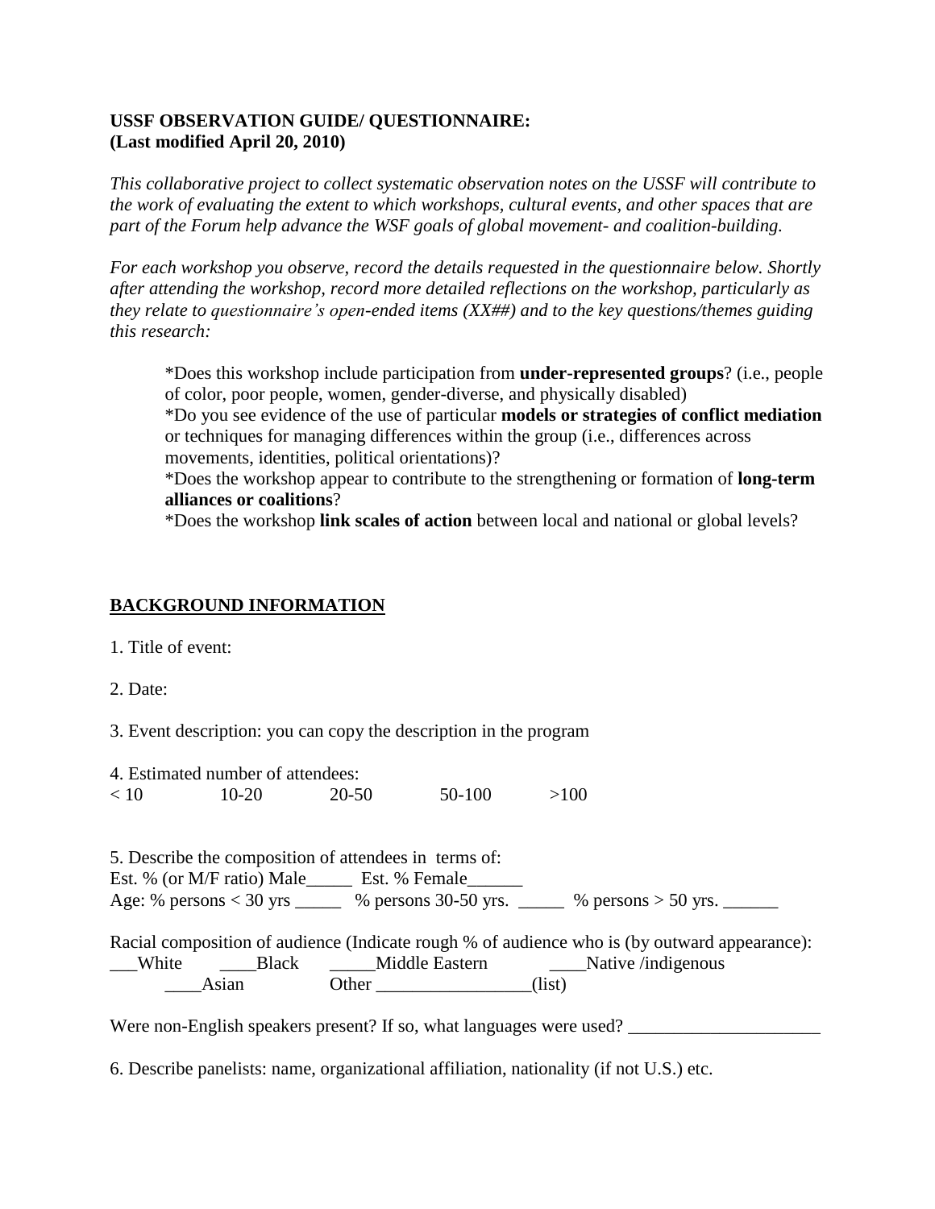**USSF OBSERVATION GUIDE/ QUESTIONNAIRE:**
**(Last modified April 20, 2010)**

*This collaborative project to collect systematic observation notes on the USSF will contribute to the work of evaluating the extent to which workshops, cultural events, and other spaces that are part of the Forum help advance the WSF goals of global movement- and coalition-building.*

*For each workshop you observe, record the details requested in the questionnaire below. Shortly after attending the workshop, record more detailed reflections on the workshop, particularly as they relate to questionnaire's open-ended items (XX##) and to the key questions/themes guiding this research:*

> *Does this workshop include participation from **under-represented groups**? (i.e., people of color, poor people, women, gender-diverse, and physically disabled)
> *Do you see evidence of the use of particular **models or strategies of conflict mediation** or techniques for managing differences within the group (i.e., differences across movements, identities, political orientations)?
> *Does the workshop appear to contribute to the strengthening or formation of **long-term alliances or coalitions**?
> *Does the workshop **link scales of action** between local and national or global levels?

## BACKGROUND INFORMATION

1. Title of event:

2. Date:

3. Event description: you can copy the description in the program

4. Estimated number of attendees:
< 10 &nbsp;&nbsp;&nbsp; 10-20 &nbsp;&nbsp;&nbsp; 20-50 &nbsp;&nbsp;&nbsp; 50-100 &nbsp;&nbsp;&nbsp; >100

5. Describe the composition of attendees in terms of:
Est. % (or M/F ratio) Male_____ Est. % Female______
Age: % persons < 30 yrs _____ % persons 30-50 yrs. _____ % persons > 50 yrs. ______

Racial composition of audience (Indicate rough % of audience who is (by outward appearance):
___White ____Black _____Middle Eastern ____Native /indigenous
____Asian Other _________________(list)

Were non-English speakers present? If so, what languages were used? _____________________

6. Describe panelists: name, organizational affiliation, nationality (if not U.S.) etc.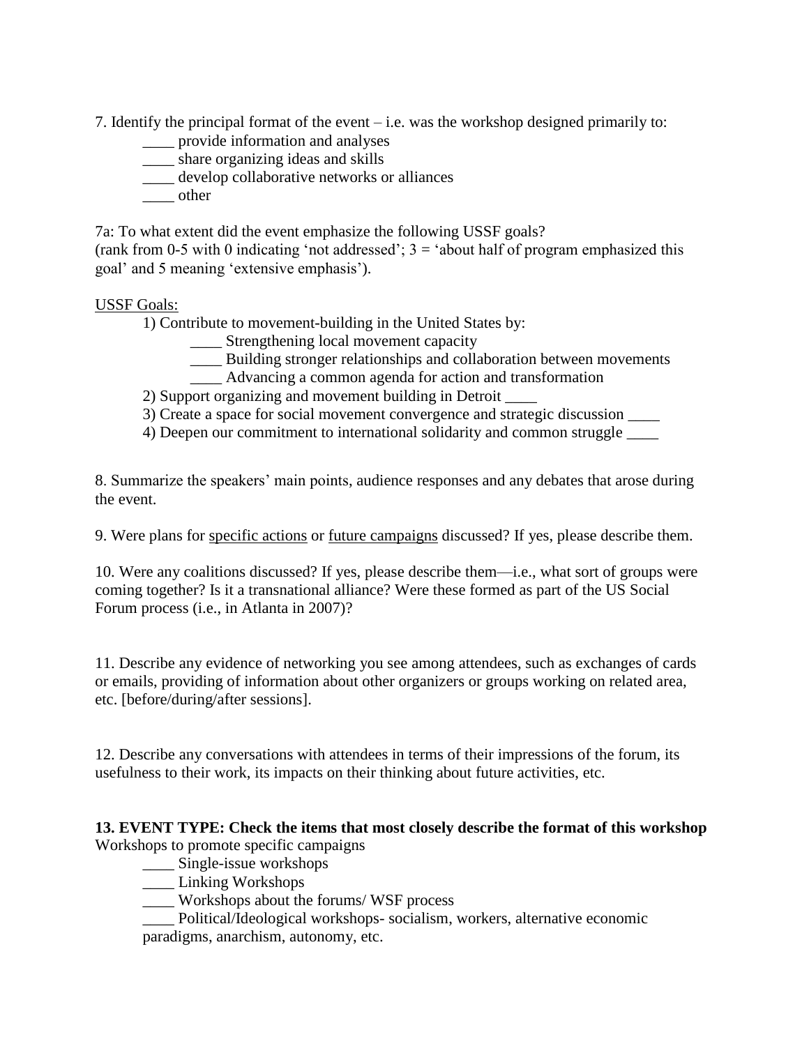7. Identify the principal format of the event – i.e. was the workshop designed primarily to:

____ provide information and analyses
____ share organizing ideas and skills
____ develop collaborative networks or alliances
____ other

7a: To what extent did the event emphasize the following USSF goals?
(rank from 0-5 with 0 indicating 'not addressed'; 3 = 'about half of program emphasized this goal' and 5 meaning 'extensive emphasis').

<u>USSF Goals:</u>

1) Contribute to movement-building in the United States by:
    ____ Strengthening local movement capacity
    ____ Building stronger relationships and collaboration between movements
    ____ Advancing a common agenda for action and transformation
2) Support organizing and movement building in Detroit ____
3) Create a space for social movement convergence and strategic discussion ____
4) Deepen our commitment to international solidarity and common struggle ____

8. Summarize the speakers' main points, audience responses and any debates that arose during the event.

9. Were plans for <u>specific actions</u> or <u>future campaigns</u> discussed? If yes, please describe them.

10. Were any coalitions discussed? If yes, please describe them—i.e., what sort of groups were coming together? Is it a transnational alliance? Were these formed as part of the US Social Forum process (i.e., in Atlanta in 2007)?

11. Describe any evidence of networking you see among attendees, such as exchanges of cards or emails, providing of information about other organizers or groups working on related area, etc. [before/during/after sessions].

12. Describe any conversations with attendees in terms of their impressions of the forum, its usefulness to their work, its impacts on their thinking about future activities, etc.

**13. EVENT TYPE: Check the items that most closely describe the format of this workshop**
Workshops to promote specific campaigns

____ Single-issue workshops
____ Linking Workshops
____ Workshops about the forums/ WSF process
____ Political/Ideological workshops- socialism, workers, alternative economic paradigms, anarchism, autonomy, etc.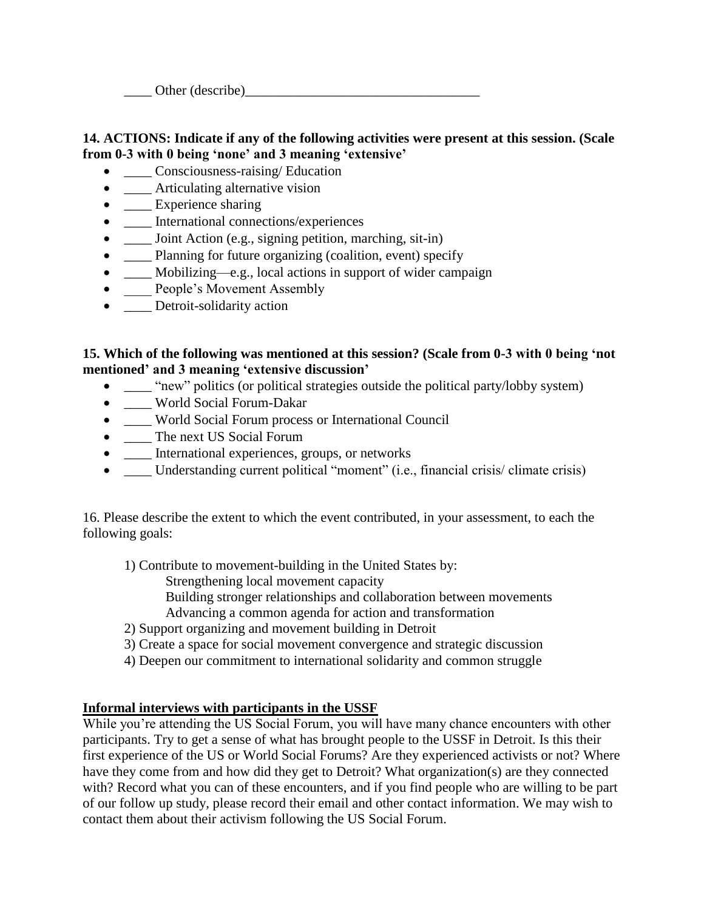____ Other (describe)___________________________________

**14. ACTIONS: Indicate if any of the following activities were present at this session. (Scale from 0-3 with 0 being 'none' and 3 meaning 'extensive'**

- ____ Consciousness-raising/ Education
- ____ Articulating alternative vision
- ____ Experience sharing
- ____ International connections/experiences
- ____ Joint Action (e.g., signing petition, marching, sit-in)
- ____ Planning for future organizing (coalition, event) specify
- ____ Mobilizing—e.g., local actions in support of wider campaign
- ____ People's Movement Assembly
- ____ Detroit-solidarity action

**15. Which of the following was mentioned at this session? (Scale from 0-3 with 0 being 'not mentioned' and 3 meaning 'extensive discussion'**

- ____ "new" politics (or political strategies outside the political party/lobby system)
- ____ World Social Forum-Dakar
- ____ World Social Forum process or International Council
- ____ The next US Social Forum
- ____ International experiences, groups, or networks
- ____ Understanding current political "moment" (i.e., financial crisis/ climate crisis)

16. Please describe the extent to which the event contributed, in your assessment, to each the following goals:

1) Contribute to movement-building in the United States by:
   - Strengthening local movement capacity
   - Building stronger relationships and collaboration between movements
   - Advancing a common agenda for action and transformation
2) Support organizing and movement building in Detroit
3) Create a space for social movement convergence and strategic discussion
4) Deepen our commitment to international solidarity and common struggle

**<u>Informal interviews with participants in the USSF</u>**

While you're attending the US Social Forum, you will have many chance encounters with other participants. Try to get a sense of what has brought people to the USSF in Detroit. Is this their first experience of the US or World Social Forums? Are they experienced activists or not? Where have they come from and how did they get to Detroit? What organization(s) are they connected with? Record what you can of these encounters, and if you find people who are willing to be part of our follow up study, please record their email and other contact information. We may wish to contact them about their activism following the US Social Forum.